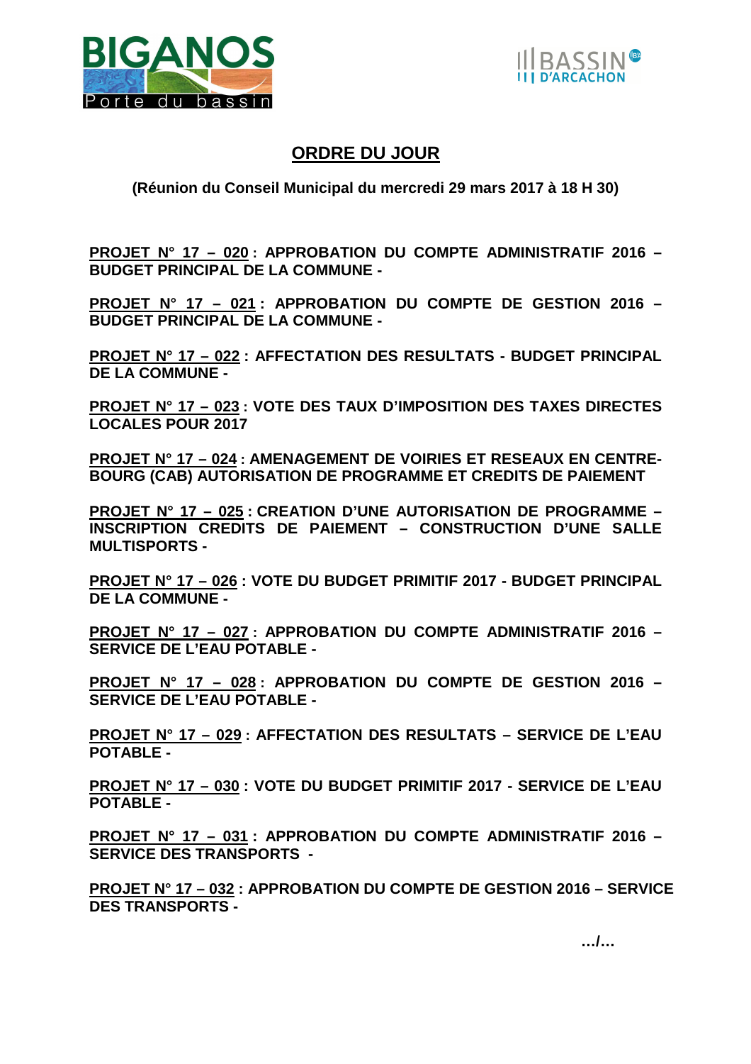# ORDRE DU JOUR

**(Réunion du Conseil Municipal du mercredi 29 mars 2017 à 18 H 30)**

**PROJET N° 17 – 020 : APPROBATION DU COMPTE ADMINISTRATIF 2016 – BUDGET PRINCIPAL DE LA COMMUNE -**

**PROJET N° 17 – 021 : APPROBATION DU COMPTE DE GESTION 2016 – BUDGET PRINCIPAL DE LA COMMUNE -**

**PROJET N° 17 – 022 : AFFECTATION DES RESULTATS - BUDGET PRINCIPAL DE LA COMMUNE -**

**PROJET N° 17 – 023 : VOTE DES TAUX D'IMPOSITION DES TAXES DIRECTES LOCALES POUR 2017**

**PROJET N° 17 – 024 : AMENAGEMENT DE VOIRIES ET RESEAUX EN CENTRE-BOURG (CAB) AUTORISATION DE PROGRAMME ET CREDITS DE PAIEMENT**

**PROJET N° 17 – 025 : CREATION D'UNE AUTORISATION DE PROGRAMME – INSCRIPTION CREDITS DE PAIEMENT – CONSTRUCTION D'UNE SALLE MULTISPORTS -**

**PROJET N° 17 – 026 : VOTE DU BUDGET PRIMITIF 2017 - BUDGET PRINCIPAL DE LA COMMUNE -**

**PROJET N° 17 – 027 : APPROBATION DU COMPTE ADMINISTRATIF 2016 – SERVICE DE L'EAU POTABLE -**

**PROJET N° 17 – 028 : APPROBATION DU COMPTE DE GESTION 2016 – SERVICE DE L'EAU POTABLE -**

**PROJET N° 17 – 029 : AFFECTATION DES RESULTATS – SERVICE DE L'EAU POTABLE -**

**PROJET N° 17 – 030 : VOTE DU BUDGET PRIMITIF 2017 - SERVICE DE L'EAU POTABLE -**

**PROJET N° 17 – 031 : APPROBATION DU COMPTE ADMINISTRATIF 2016 – SERVICE DES TRANSPORTS -**

**PROJET N° 17 – 032 : APPROBATION DU COMPTE DE GESTION 2016 – SERVICE DES TRANSPORTS -**

**.../...**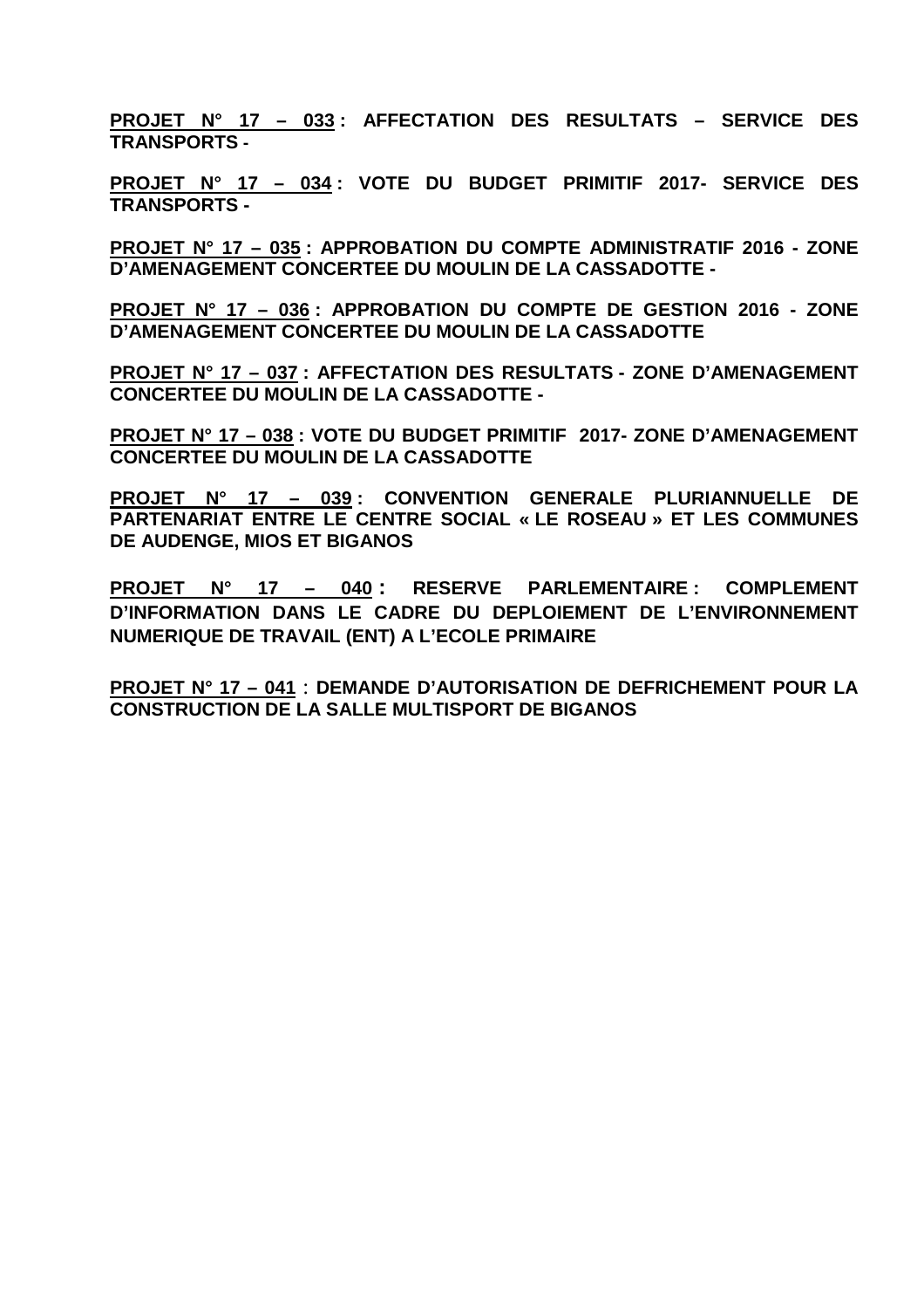**PROJET N° 17 – 033 : AFFECTATION DES RESULTATS – SERVICE DES TRANSPORTS -**

**PROJET N° 17 – 034 : VOTE DU BUDGET PRIMITIF 2017- SERVICE DES TRANSPORTS -**

**PROJET N° 17 – 035 : APPROBATION DU COMPTE ADMINISTRATIF 2016 - ZONE D'AMENAGEMENT CONCERTEE DU MOULIN DE LA CASSADOTTE -**

**PROJET N° 17 – 036 : APPROBATION DU COMPTE DE GESTION 2016 - ZONE D'AMENAGEMENT CONCERTEE DU MOULIN DE LA CASSADOTTE**

**PROJET N° 17 – 037 : AFFECTATION DES RESULTATS - ZONE D'AMENAGEMENT CONCERTEE DU MOULIN DE LA CASSADOTTE -**

**PROJET N° 17 – 038 : VOTE DU BUDGET PRIMITIF 2017- ZONE D'AMENAGEMENT CONCERTEE DU MOULIN DE LA CASSADOTTE**

**PROJET N° 17 – 039 : CONVENTION GENERALE PLURIANNUELLE DE PARTENARIAT ENTRE LE CENTRE SOCIAL « LE ROSEAU » ET LES COMMUNES DE AUDENGE, MIOS ET BIGANOS**

**PROJET N° 17 – 040 : RESERVE PARLEMENTAIRE : COMPLEMENT D'INFORMATION DANS LE CADRE DU DEPLOIEMENT DE L'ENVIRONNEMENT NUMERIQUE DE TRAVAIL (ENT) A L'ECOLE PRIMAIRE**

**PROJET N° 17 – 041 : DEMANDE D'AUTORISATION DE DEFRICHEMENT POUR LA CONSTRUCTION DE LA SALLE MULTISPORT DE BIGANOS**